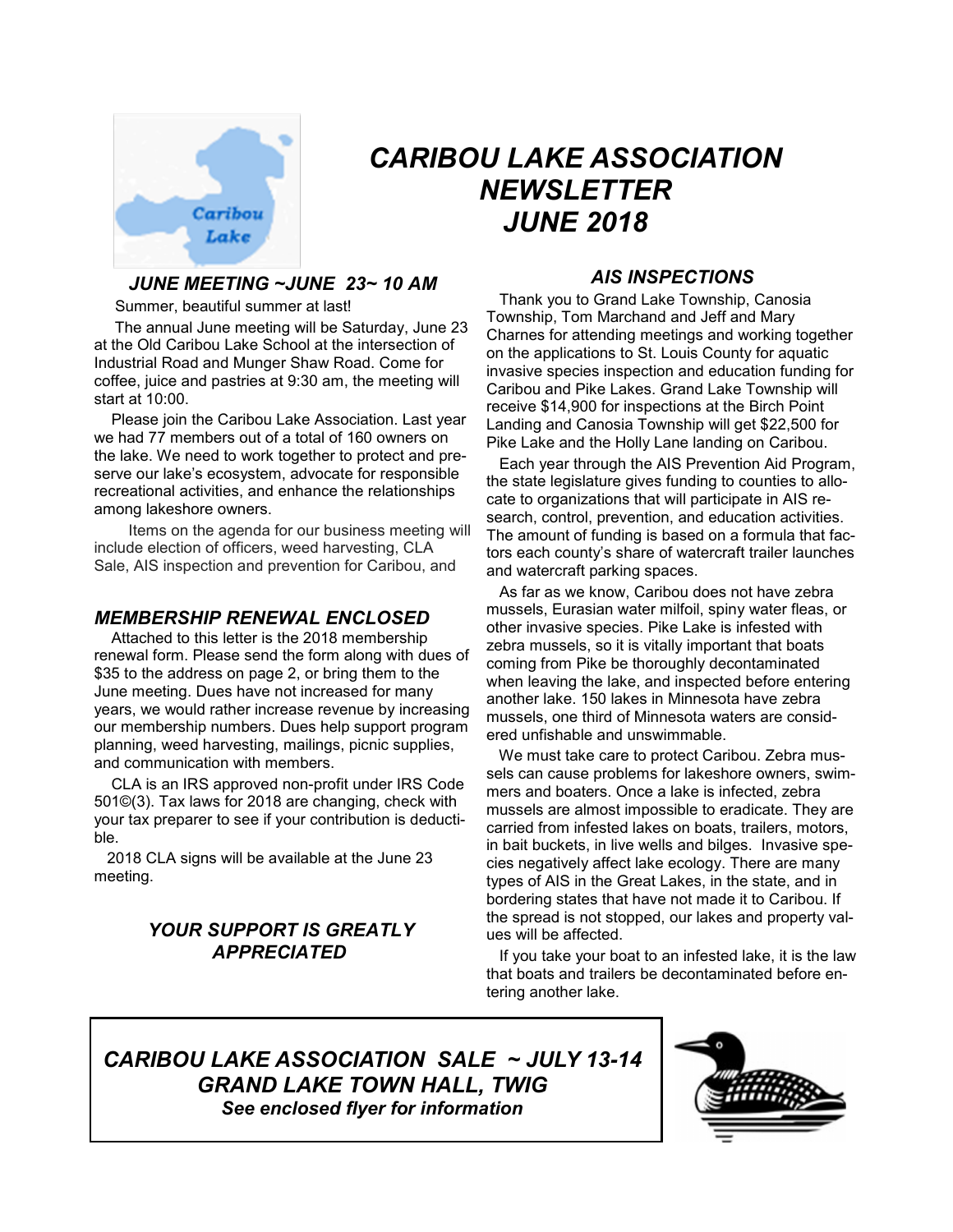# *CARIBOU LAKE ASSOCIATION NEWSLETTER JUNE 2018*

## *JUNE MEETING ~JUNE 23~ 10 AM*

Summer, beautiful summer at last!

The annual June meeting will be Saturday, June 23 at the Old Caribou Lake School at the intersection of Industrial Road and Munger Shaw Road. Come for coffee, juice and pastries at 9:30 am, the meeting will start at 10:00.

Please join the Caribou Lake Association. Last year we had 77 members out of a total of 160 owners on the lake. We need to work together to protect and preserve our lake's ecosystem, advocate for responsible recreational activities, and enhance the relationships among lakeshore owners.

Items on the agenda for our business meeting will include election of officers, weed harvesting, CLA Sale, AIS inspection and prevention for Caribou, and

## *MEMBERSHIP RENEWAL ENCLOSED*

Attached to this letter is the 2018 membership renewal form. Please send the form along with dues of $35 to the address on page 2, or bring them to the June meeting. Dues have not increased for many years, we would rather increase revenue by increasing our membership numbers. Dues help support program planning, weed harvesting, mailings, picnic supplies, and communication with members.

CLA is an IRS approved non-profit under IRS Code 501©(3). Tax laws for 2018 are changing, check with your tax preparer to see if your contribution is deductible.

2018 CLA signs will be available at the June 23 meeting.

***YOUR SUPPORT IS GREATLY APPRECIATED***

## *AIS INSPECTIONS*

Thank you to Grand Lake Township, Canosia Township, Tom Marchand and Jeff and Mary Charnes for attending meetings and working together on the applications to St. Louis County for aquatic invasive species inspection and education funding for Caribou and Pike Lakes. Grand Lake Township will receive $14,900 for inspections at the Birch Point Landing and Canosia Township will get $22,500 for Pike Lake and the Holly Lane landing on Caribou.

Each year through the AIS Prevention Aid Program, the state legislature gives funding to counties to allocate to organizations that will participate in AIS research, control, prevention, and education activities. The amount of funding is based on a formula that factors each county's share of watercraft trailer launches and watercraft parking spaces.

As far as we know, Caribou does not have zebra mussels, Eurasian water milfoil, spiny water fleas, or other invasive species. Pike Lake is infested with zebra mussels, so it is vitally important that boats coming from Pike be thoroughly decontaminated when leaving the lake, and inspected before entering another lake. 150 lakes in Minnesota have zebra mussels, one third of Minnesota waters are considered unfishable and unswimmable.

We must take care to protect Caribou. Zebra mussels can cause problems for lakeshore owners, swimmers and boaters. Once a lake is infected, zebra mussels are almost impossible to eradicate. They are carried from infested lakes on boats, trailers, motors, in bait buckets, in live wells and bilges. Invasive species negatively affect lake ecology. There are many types of AIS in the Great Lakes, in the state, and in bordering states that have not made it to Caribou. If the spread is not stopped, our lakes and property values will be affected.

If you take your boat to an infested lake, it is the law that boats and trailers be decontaminated before entering another lake.

---

***CARIBOU LAKE ASSOCIATION SALE ~ JULY 13-14***
***GRAND LAKE TOWN HALL, TWIG***
***See enclosed flyer for information***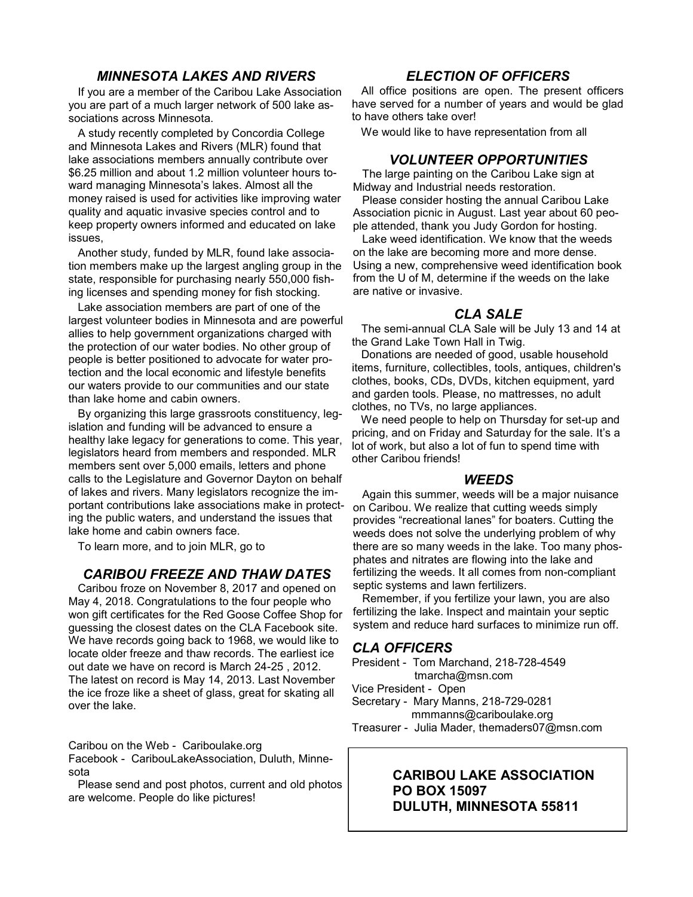### *MINNESOTA LAKES AND RIVERS*

If you are a member of the Caribou Lake Association you are part of a much larger network of 500 lake associations across Minnesota.

A study recently completed by Concordia College and Minnesota Lakes and Rivers (MLR) found that lake associations members annually contribute over \$6.25 million and about 1.2 million volunteer hours toward managing Minnesota's lakes. Almost all the money raised is used for activities like improving water quality and aquatic invasive species control and to keep property owners informed and educated on lake issues,

Another study, funded by MLR, found lake association members make up the largest angling group in the state, responsible for purchasing nearly 550,000 fishing licenses and spending money for fish stocking.

Lake association members are part of one of the largest volunteer bodies in Minnesota and are powerful allies to help government organizations charged with the protection of our water bodies. No other group of people is better positioned to advocate for water protection and the local economic and lifestyle benefits our waters provide to our communities and our state than lake home and cabin owners.

By organizing this large grassroots constituency, legislation and funding will be advanced to ensure a healthy lake legacy for generations to come. This year, legislators heard from members and responded. MLR members sent over 5,000 emails, letters and phone calls to the Legislature and Governor Dayton on behalf of lakes and rivers. Many legislators recognize the important contributions lake associations make in protecting the public waters, and understand the issues that lake home and cabin owners face.

To learn more, and to join MLR, go to

### *CARIBOU FREEZE AND THAW DATES*

Caribou froze on November 8, 2017 and opened on May 4, 2018. Congratulations to the four people who won gift certificates for the Red Goose Coffee Shop for guessing the closest dates on the CLA Facebook site. We have records going back to 1968, we would like to locate older freeze and thaw records. The earliest ice out date we have on record is March 24-25 , 2012. The latest on record is May 14, 2013. Last November the ice froze like a sheet of glass, great for skating all over the lake.

Caribou on the Web - Cariboulake.org

Facebook - CaribouLakeAssociation, Duluth, Minnesota

Please send and post photos, current and old photos are welcome. People do like pictures!

### *ELECTION OF OFFICERS*

All office positions are open. The present officers have served for a number of years and would be glad to have others take over!

We would like to have representation from all

### *VOLUNTEER OPPORTUNITIES*

The large painting on the Caribou Lake sign at Midway and Industrial needs restoration.

Please consider hosting the annual Caribou Lake Association picnic in August. Last year about 60 people attended, thank you Judy Gordon for hosting.

Lake weed identification. We know that the weeds on the lake are becoming more and more dense. Using a new, comprehensive weed identification book from the U of M, determine if the weeds on the lake are native or invasive.

### *CLA SALE*

The semi-annual CLA Sale will be July 13 and 14 at the Grand Lake Town Hall in Twig.

Donations are needed of good, usable household items, furniture, collectibles, tools, antiques, children's clothes, books, CDs, DVDs, kitchen equipment, yard and garden tools. Please, no mattresses, no adult clothes, no TVs, no large appliances.

We need people to help on Thursday for set-up and pricing, and on Friday and Saturday for the sale. It's a lot of work, but also a lot of fun to spend time with other Caribou friends!

### *WEEDS*

Again this summer, weeds will be a major nuisance on Caribou. We realize that cutting weeds simply provides "recreational lanes" for boaters. Cutting the weeds does not solve the underlying problem of why there are so many weeds in the lake. Too many phosphates and nitrates are flowing into the lake and fertilizing the weeds. It all comes from non-compliant septic systems and lawn fertilizers.

Remember, if you fertilize your lawn, you are also fertilizing the lake. Inspect and maintain your septic system and reduce hard surfaces to minimize run off.

### *CLA OFFICERS*

President - Tom Marchand, 218-728-4549
tmarcha@msn.com
Vice President - Open
Secretary - Mary Manns, 218-729-0281
mmmanns@cariboulake.org
Treasurer - Julia Mader, themaders07@msn.com

**CARIBOU LAKE ASSOCIATION**
**PO BOX 15097**
**DULUTH, MINNESOTA 55811**